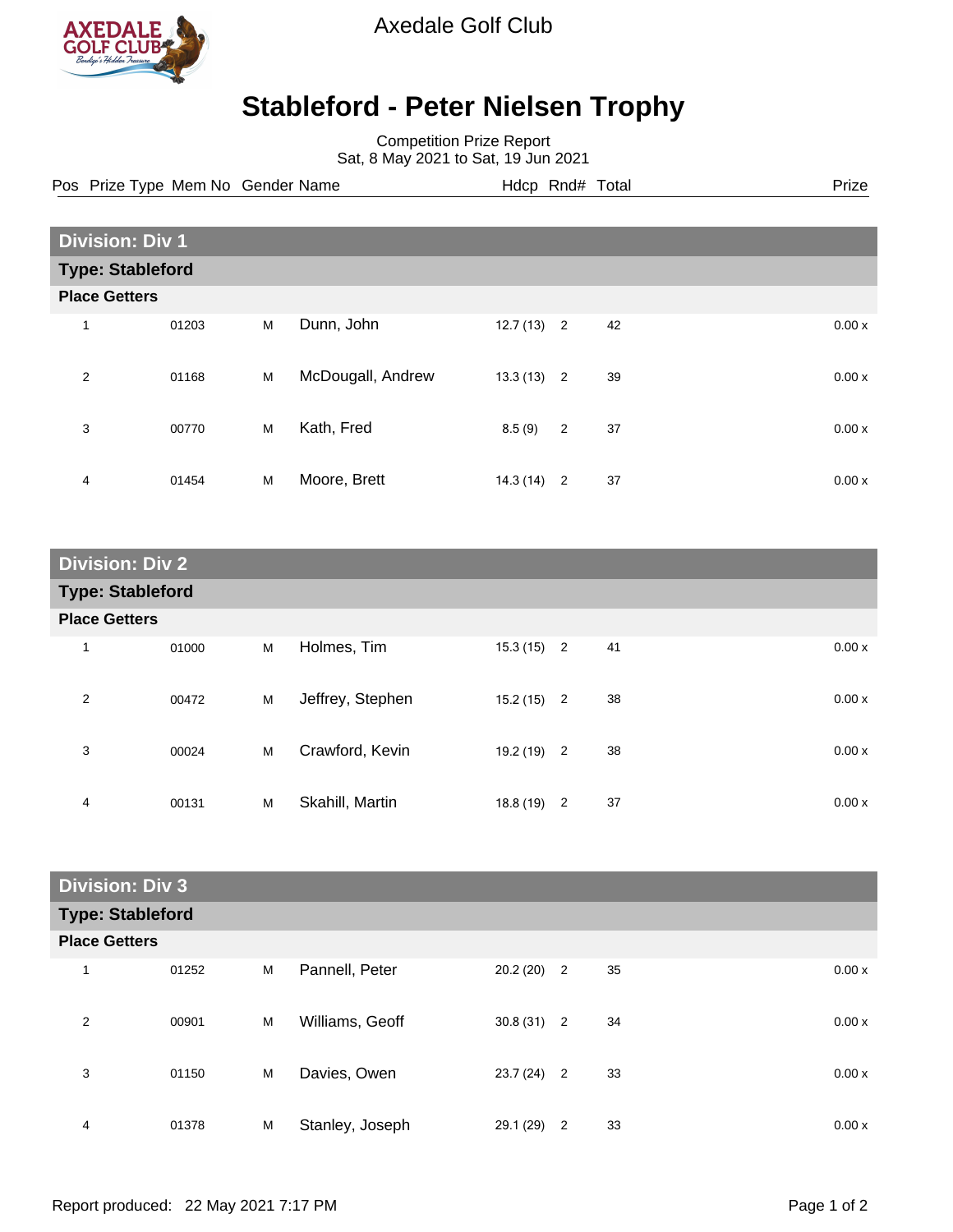Axedale Golf Club

# Stableford - Peter Nielsen Trophy

Competition Prize Report
Sat, 8 May 2021 to Sat, 19 Jun 2021

## Division: Div 1

### Type: Stableford

**Place Getters**

| Pos | Prize Type | Mem No | Gender | Name | Hdcp | Rnd# | Total | Prize |
|---|---|---|---|---|---|---|---|---|
| 1 | | 01203 | M | Dunn, John | 12.7 (13) | 2 | 42 | 0.00 x |
| 2 | | 01168 | M | McDougall, Andrew | 13.3 (13) | 2 | 39 | 0.00 x |
| 3 | | 00770 | M | Kath, Fred | 8.5 (9) | 2 | 37 | 0.00 x |
| 4 | | 01454 | M | Moore, Brett | 14.3 (14) | 2 | 37 | 0.00 x |

## Division: Div 2

### Type: Stableford

**Place Getters**

| Pos | Prize Type | Mem No | Gender | Name | Hdcp | Rnd# | Total | Prize |
|---|---|---|---|---|---|---|---|---|
| 1 | | 01000 | M | Holmes, Tim | 15.3 (15) | 2 | 41 | 0.00 x |
| 2 | | 00472 | M | Jeffrey, Stephen | 15.2 (15) | 2 | 38 | 0.00 x |
| 3 | | 00024 | M | Crawford, Kevin | 19.2 (19) | 2 | 38 | 0.00 x |
| 4 | | 00131 | M | Skahill, Martin | 18.8 (19) | 2 | 37 | 0.00 x |

## Division: Div 3

### Type: Stableford

**Place Getters**

| Pos | Prize Type | Mem No | Gender | Name | Hdcp | Rnd# | Total | Prize |
|---|---|---|---|---|---|---|---|---|
| 1 | | 01252 | M | Pannell, Peter | 20.2 (20) | 2 | 35 | 0.00 x |
| 2 | | 00901 | M | Williams, Geoff | 30.8 (31) | 2 | 34 | 0.00 x |
| 3 | | 01150 | M | Davies, Owen | 23.7 (24) | 2 | 33 | 0.00 x |
| 4 | | 01378 | M | Stanley, Joseph | 29.1 (29) | 2 | 33 | 0.00 x |

Report produced: 22 May 2021 7:17 PM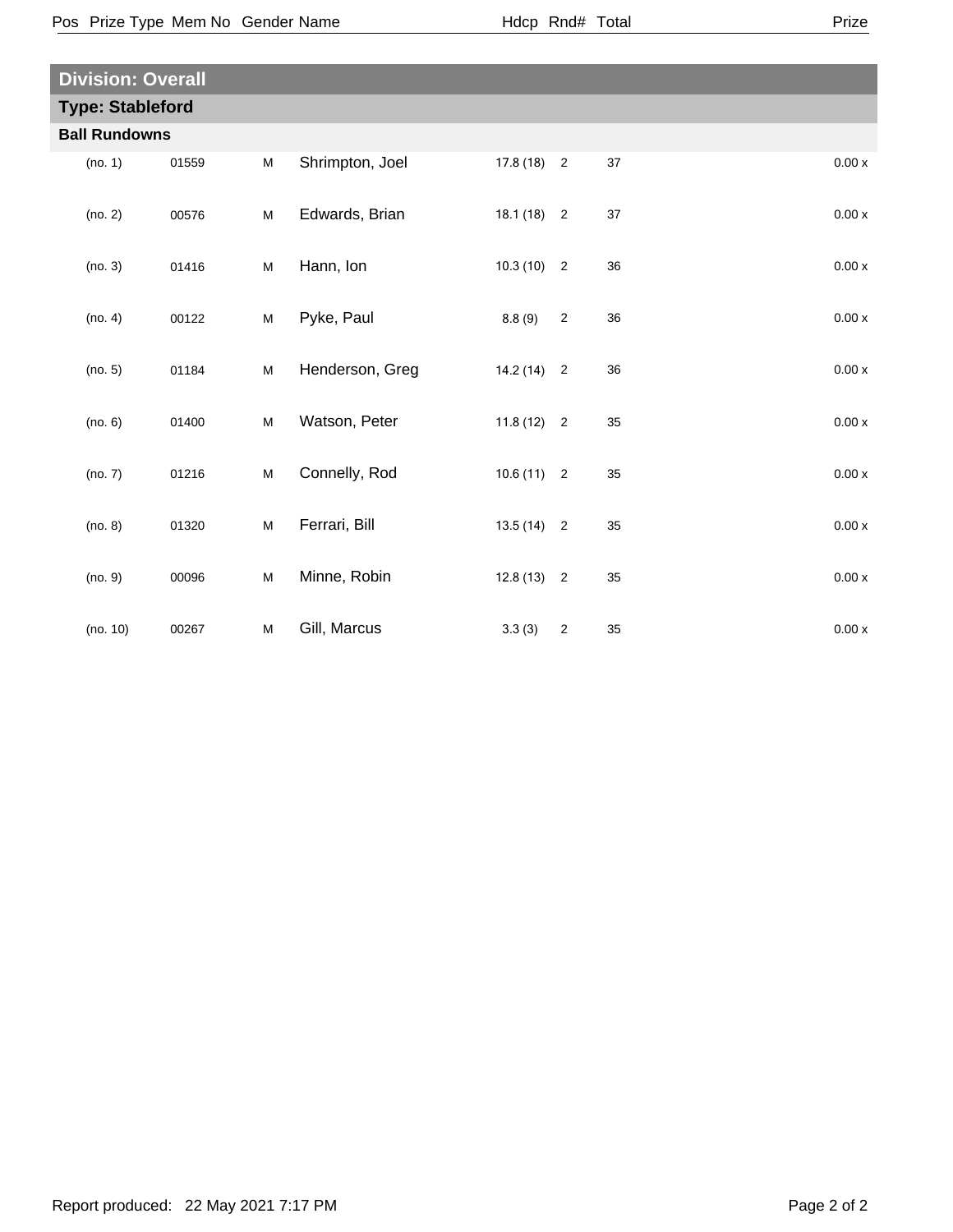| Pos | Prize Type | Mem No | Gender | Name | Hdcp | Rnd# | Total | Prize |
|---|---|---|---|---|---|---|---|---|

## Division: Overall

### Type: Stableford

**Ball Rundowns**

| Pos | Prize Type | Mem No | Gender | Name | Hdcp | Rnd# | Total | Prize |
|---|---|---|---|---|---|---|---|---|
| | (no. 1) | 01559 | M | Shrimpton, Joel | 17.8 (18) | 2 | 37 | 0.00 x |
| | (no. 2) | 00576 | M | Edwards, Brian | 18.1 (18) | 2 | 37 | 0.00 x |
| | (no. 3) | 01416 | M | Hann, Ion | 10.3 (10) | 2 | 36 | 0.00 x |
| | (no. 4) | 00122 | M | Pyke, Paul | 8.8 (9) | 2 | 36 | 0.00 x |
| | (no. 5) | 01184 | M | Henderson, Greg | 14.2 (14) | 2 | 36 | 0.00 x |
| | (no. 6) | 01400 | M | Watson, Peter | 11.8 (12) | 2 | 35 | 0.00 x |
| | (no. 7) | 01216 | M | Connelly, Rod | 10.6 (11) | 2 | 35 | 0.00 x |
| | (no. 8) | 01320 | M | Ferrari, Bill | 13.5 (14) | 2 | 35 | 0.00 x |
| | (no. 9) | 00096 | M | Minne, Robin | 12.8 (13) | 2 | 35 | 0.00 x |
| | (no. 10) | 00267 | M | Gill, Marcus | 3.3 (3) | 2 | 35 | 0.00 x |

Report produced: 22 May 2021 7:17 PM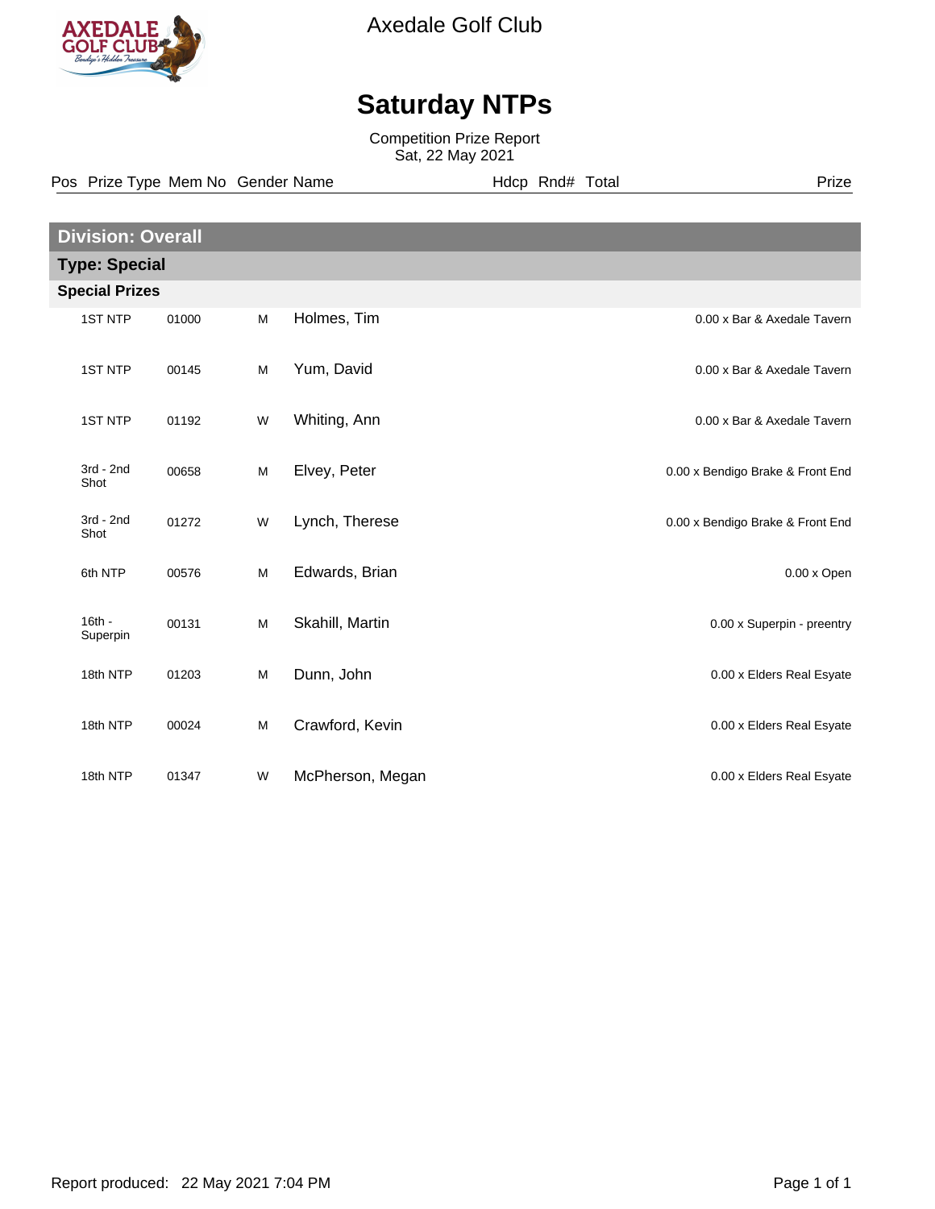Axedale Golf Club

# Saturday NTPs

Competition Prize Report
Sat, 22 May 2021

## Division: Overall

### Type: Special

#### Special Prizes

| Pos | Prize Type | Mem No | Gender | Name | Hdcp | Rnd# | Total | Prize |
|---|---|---|---|---|---|---|---|---|
| | 1ST NTP | 01000 | M | Holmes, Tim | | | | 0.00 x Bar & Axedale Tavern |
| | 1ST NTP | 00145 | M | Yum, David | | | | 0.00 x Bar & Axedale Tavern |
| | 1ST NTP | 01192 | W | Whiting, Ann | | | | 0.00 x Bar & Axedale Tavern |
| | 3rd - 2nd Shot | 00658 | M | Elvey, Peter | | | | 0.00 x Bendigo Brake & Front End |
| | 3rd - 2nd Shot | 01272 | W | Lynch, Therese | | | | 0.00 x Bendigo Brake & Front End |
| | 6th NTP | 00576 | M | Edwards, Brian | | | | 0.00 x Open |
| | 16th - Superpin | 00131 | M | Skahill, Martin | | | | 0.00 x Superpin - preentry |
| | 18th NTP | 01203 | M | Dunn, John | | | | 0.00 x Elders Real Esyate |
| | 18th NTP | 00024 | M | Crawford, Kevin | | | | 0.00 x Elders Real Esyate |
| | 18th NTP | 01347 | W | McPherson, Megan | | | | 0.00 x Elders Real Esyate |

Report produced: 22 May 2021 7:04 PM